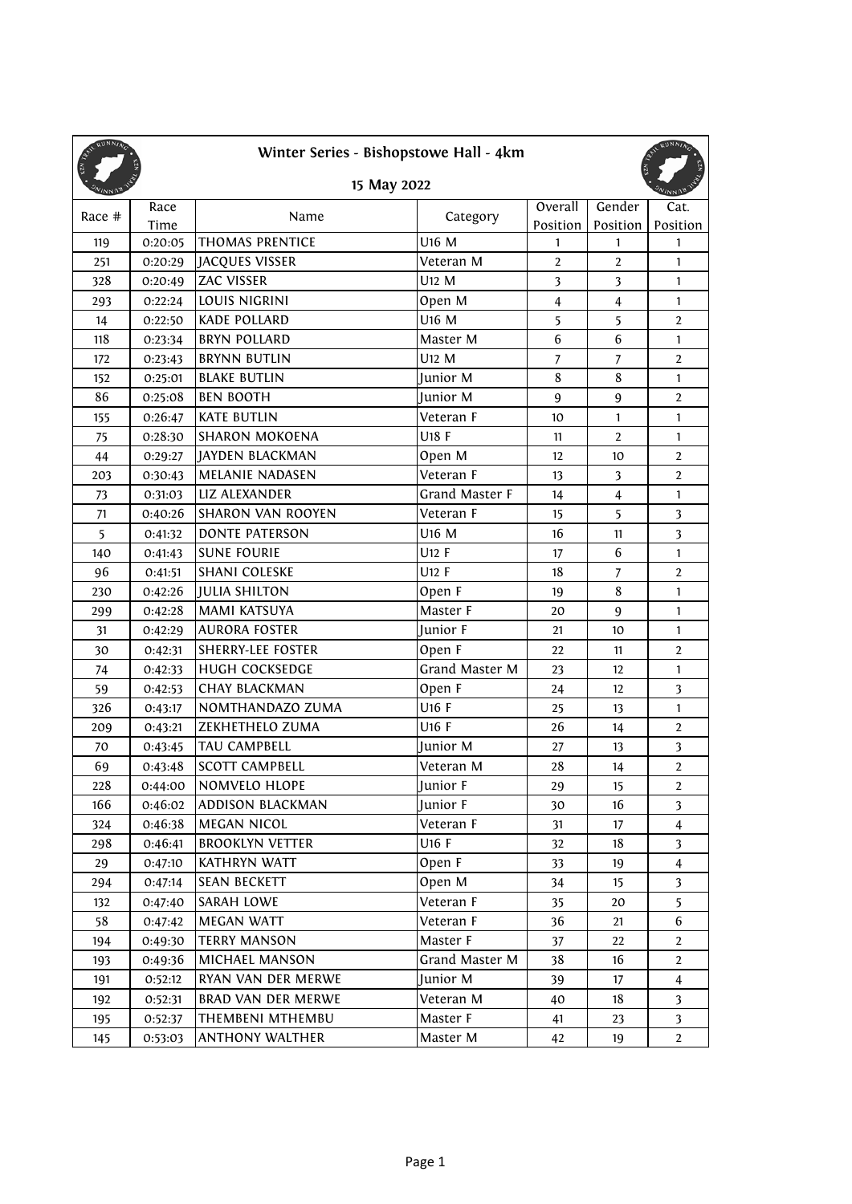# Winter Series - Bishopstowe Hall - 4km

## 15 May 2022

| Race # | Race Time | Name | Category | Overall Position | Gender Position | Cat. Position |
|---|---|---|---|---|---|---|
| 119 | 0:20:05 | THOMAS PRENTICE | U16 M | 1 | 1 | 1 |
| 251 | 0:20:29 | JACQUES VISSER | Veteran M | 2 | 2 | 1 |
| 328 | 0:20:49 | ZAC VISSER | U12 M | 3 | 3 | 1 |
| 293 | 0:22:24 | LOUIS NIGRINI | Open M | 4 | 4 | 1 |
| 14 | 0:22:50 | KADE POLLARD | U16 M | 5 | 5 | 2 |
| 118 | 0:23:34 | BRYN POLLARD | Master M | 6 | 6 | 1 |
| 172 | 0:23:43 | BRYNN BUTLIN | U12 M | 7 | 7 | 2 |
| 152 | 0:25:01 | BLAKE BUTLIN | Junior M | 8 | 8 | 1 |
| 86 | 0:25:08 | BEN BOOTH | Junior M | 9 | 9 | 2 |
| 155 | 0:26:47 | KATE BUTLIN | Veteran F | 10 | 1 | 1 |
| 75 | 0:28:30 | SHARON MOKOENA | U18 F | 11 | 2 | 1 |
| 44 | 0:29:27 | JAYDEN BLACKMAN | Open M | 12 | 10 | 2 |
| 203 | 0:30:43 | MELANIE NADASEN | Veteran F | 13 | 3 | 2 |
| 73 | 0:31:03 | LIZ ALEXANDER | Grand Master F | 14 | 4 | 1 |
| 71 | 0:40:26 | SHARON VAN ROOYEN | Veteran F | 15 | 5 | 3 |
| 5 | 0:41:32 | DONTE PATERSON | U16 M | 16 | 11 | 3 |
| 140 | 0:41:43 | SUNE FOURIE | U12 F | 17 | 6 | 1 |
| 96 | 0:41:51 | SHANI COLESKE | U12 F | 18 | 7 | 2 |
| 230 | 0:42:26 | JULIA SHILTON | Open F | 19 | 8 | 1 |
| 299 | 0:42:28 | MAMI KATSUYA | Master F | 20 | 9 | 1 |
| 31 | 0:42:29 | AURORA FOSTER | Junior F | 21 | 10 | 1 |
| 30 | 0:42:31 | SHERRY-LEE FOSTER | Open F | 22 | 11 | 2 |
| 74 | 0:42:33 | HUGH COCKSEDGE | Grand Master M | 23 | 12 | 1 |
| 59 | 0:42:53 | CHAY BLACKMAN | Open F | 24 | 12 | 3 |
| 326 | 0:43:17 | NOMTHANDAZO ZUMA | U16 F | 25 | 13 | 1 |
| 209 | 0:43:21 | ZEKHETHELO ZUMA | U16 F | 26 | 14 | 2 |
| 70 | 0:43:45 | TAU CAMPBELL | Junior M | 27 | 13 | 3 |
| 69 | 0:43:48 | SCOTT CAMPBELL | Veteran M | 28 | 14 | 2 |
| 228 | 0:44:00 | NOMVELO HLOPE | Junior F | 29 | 15 | 2 |
| 166 | 0:46:02 | ADDISON BLACKMAN | Junior F | 30 | 16 | 3 |
| 324 | 0:46:38 | MEGAN NICOL | Veteran F | 31 | 17 | 4 |
| 298 | 0:46:41 | BROOKLYN VETTER | U16 F | 32 | 18 | 3 |
| 29 | 0:47:10 | KATHRYN WATT | Open F | 33 | 19 | 4 |
| 294 | 0:47:14 | SEAN BECKETT | Open M | 34 | 15 | 3 |
| 132 | 0:47:40 | SARAH LOWE | Veteran F | 35 | 20 | 5 |
| 58 | 0:47:42 | MEGAN WATT | Veteran F | 36 | 21 | 6 |
| 194 | 0:49:30 | TERRY MANSON | Master F | 37 | 22 | 2 |
| 193 | 0:49:36 | MICHAEL MANSON | Grand Master M | 38 | 16 | 2 |
| 191 | 0:52:12 | RYAN VAN DER MERWE | Junior M | 39 | 17 | 4 |
| 192 | 0:52:31 | BRAD VAN DER MERWE | Veteran M | 40 | 18 | 3 |
| 195 | 0:52:37 | THEMBENI MTHEMBU | Master F | 41 | 23 | 3 |
| 145 | 0:53:03 | ANTHONY WALTHER | Master M | 42 | 19 | 2 |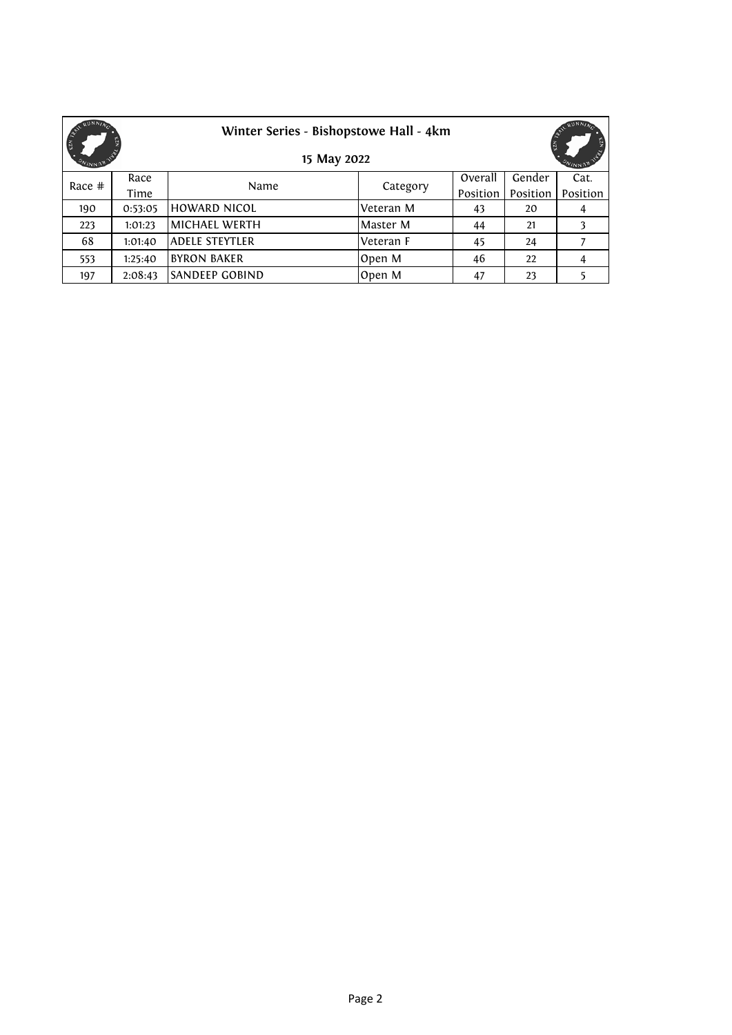## Winter Series - Bishopstowe Hall - 4km

### 15 May 2022

| Race # | Race Time | Name | Category | Overall Position | Gender Position | Cat. Position |
|---|---|---|---|---|---|---|
| 190 | 0:53:05 | HOWARD NICOL | Veteran M | 43 | 20 | 4 |
| 223 | 1:01:23 | MICHAEL WERTH | Master M | 44 | 21 | 3 |
| 68 | 1:01:40 | ADELE STEYTLER | Veteran F | 45 | 24 | 7 |
| 553 | 1:25:40 | BYRON BAKER | Open M | 46 | 22 | 4 |
| 197 | 2:08:43 | SANDEEP GOBIND | Open M | 47 | 23 | 5 |